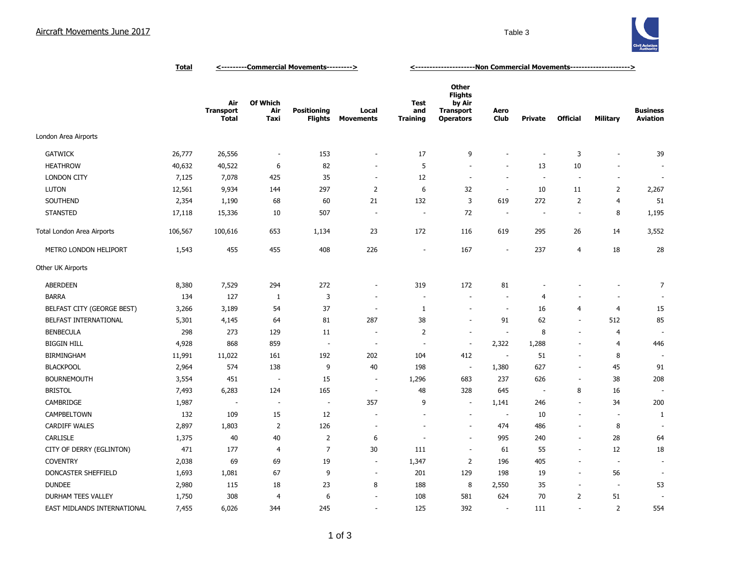# Aircraft Movements June 2017

Table 3

| | Total | <---------Commercial Movements---------> | | | | <---------------------Non Commercial Movements---------------------> | | | | | | |
|---|---|---|---|---|---|---|---|---|---|---|---|---|
| | | Air Transport Total | Of Which Air Taxi | Positioning Flights | Local Movements | Test and Training | Other Flights by Air Transport Operators | Aero Club | Private | Official | Military | Business Aviation |
| London Area Airports | | | | | | | | | | | | |
| GATWICK | 26,777 | 26,556 | - | 153 | - | 17 | 9 | - | - | 3 | - | 39 |
| HEATHROW | 40,632 | 40,522 | 6 | 82 | - | 5 | - | - | 13 | 10 | - | - |
| LONDON CITY | 7,125 | 7,078 | 425 | 35 | - | 12 | - | - | - | - | - | - |
| LUTON | 12,561 | 9,934 | 144 | 297 | 2 | 6 | 32 | - | 10 | 11 | 2 | 2,267 |
| SOUTHEND | 2,354 | 1,190 | 68 | 60 | 21 | 132 | 3 | 619 | 272 | 2 | 4 | 51 |
| STANSTED | 17,118 | 15,336 | 10 | 507 | - | - | 72 | - | - | - | 8 | 1,195 |
| Total London Area Airports | 106,567 | 100,616 | 653 | 1,134 | 23 | 172 | 116 | 619 | 295 | 26 | 14 | 3,552 |
| METRO LONDON HELIPORT | 1,543 | 455 | 455 | 408 | 226 | - | 167 | - | 237 | 4 | 18 | 28 |
| Other UK Airports | | | | | | | | | | | | |
| ABERDEEN | 8,380 | 7,529 | 294 | 272 | - | 319 | 172 | 81 | - | - | - | 7 |
| BARRA | 134 | 127 | 1 | 3 | - | - | - | - | 4 | - | - | - |
| BELFAST CITY (GEORGE BEST) | 3,266 | 3,189 | 54 | 37 | - | 1 | - | - | 16 | 4 | 4 | 15 |
| BELFAST INTERNATIONAL | 5,301 | 4,145 | 64 | 81 | 287 | 38 | - | 91 | 62 | - | 512 | 85 |
| BENBECULA | 298 | 273 | 129 | 11 | - | 2 | - | - | 8 | - | 4 | - |
| BIGGIN HILL | 4,928 | 868 | 859 | - | - | - | - | 2,322 | 1,288 | - | 4 | 446 |
| BIRMINGHAM | 11,991 | 11,022 | 161 | 192 | 202 | 104 | 412 | - | 51 | - | 8 | - |
| BLACKPOOL | 2,964 | 574 | 138 | 9 | 40 | 198 | - | 1,380 | 627 | - | 45 | 91 |
| BOURNEMOUTH | 3,554 | 451 | - | 15 | - | 1,296 | 683 | 237 | 626 | - | 38 | 208 |
| BRISTOL | 7,493 | 6,283 | 124 | 165 | - | 48 | 328 | 645 | - | 8 | 16 | - |
| CAMBRIDGE | 1,987 | - | - | - | 357 | 9 | - | 1,141 | 246 | - | 34 | 200 |
| CAMPBELTOWN | 132 | 109 | 15 | 12 | - | - | - | - | 10 | - | - | 1 |
| CARDIFF WALES | 2,897 | 1,803 | 2 | 126 | - | - | - | 474 | 486 | - | 8 | - |
| CARLISLE | 1,375 | 40 | 40 | 2 | 6 | - | - | 995 | 240 | - | 28 | 64 |
| CITY OF DERRY (EGLINTON) | 471 | 177 | 4 | 7 | 30 | 111 | - | 61 | 55 | - | 12 | 18 |
| COVENTRY | 2,038 | 69 | 69 | 19 | - | 1,347 | 2 | 196 | 405 | - | - | - |
| DONCASTER SHEFFIELD | 1,693 | 1,081 | 67 | 9 | - | 201 | 129 | 198 | 19 | - | 56 | - |
| DUNDEE | 2,980 | 115 | 18 | 23 | 8 | 188 | 8 | 2,550 | 35 | - | - | 53 |
| DURHAM TEES VALLEY | 1,750 | 308 | 4 | 6 | - | 108 | 581 | 624 | 70 | 2 | 51 | - |
| EAST MIDLANDS INTERNATIONAL | 7,455 | 6,026 | 344 | 245 | - | 125 | 392 | - | 111 | - | 2 | 554 |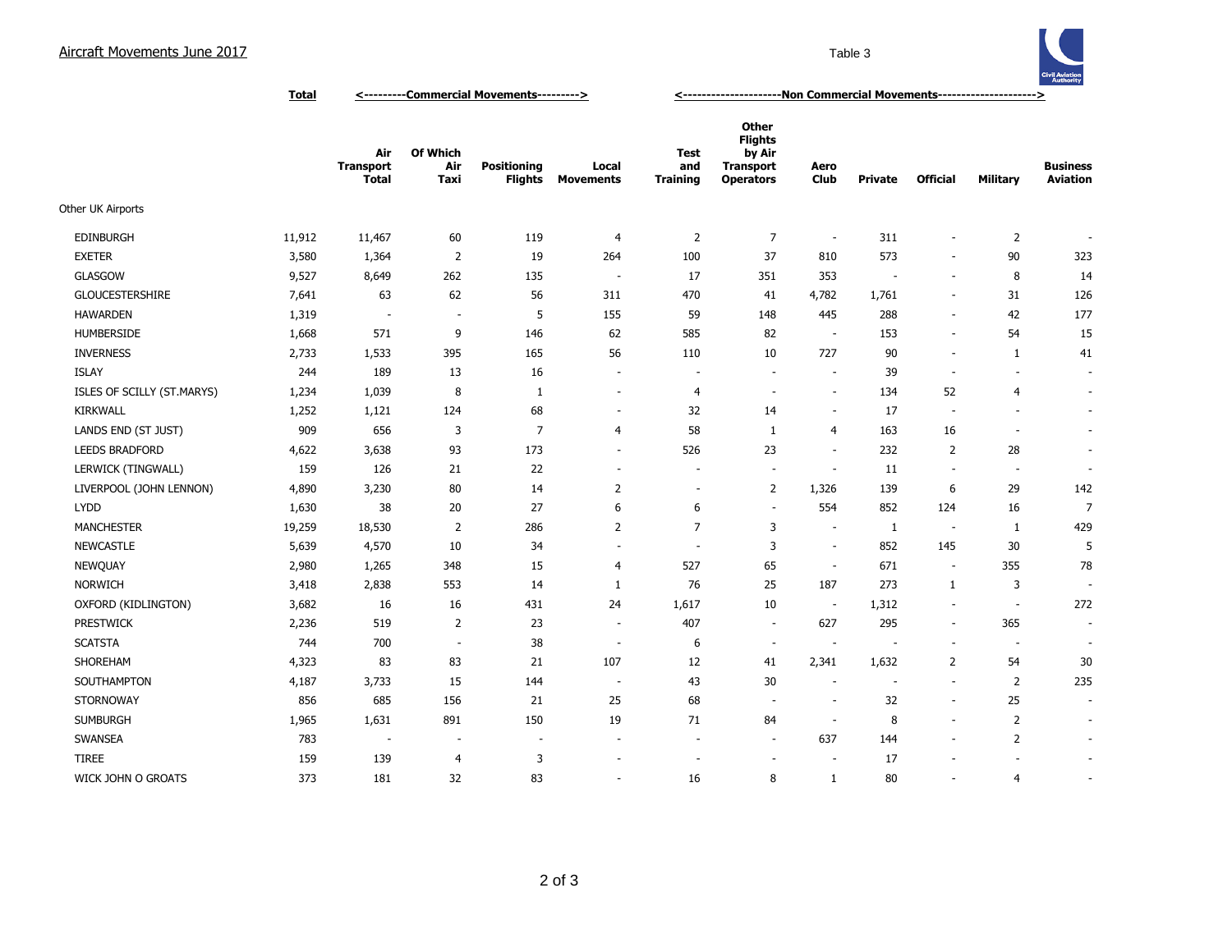Aircraft Movements June 2017

Table 3

| | Total | <---------Commercial Movements---------> | | | | <---------------------Non Commercial Movements---------------------> | | | | | | |
|---|---|---|---|---|---|---|---|---|---|---|---|---|
| | | Air Transport Total | Of Which Air Taxi | Positioning Flights | Local Movements | Test and Training | Other Flights by Air Transport Operators | Aero Club | Private | Official | Military | Business Aviation |
| Other UK Airports | | | | | | | | | | | | |
| EDINBURGH | 11,912 | 11,467 | 60 | 119 | 4 | 2 | 7 | - | 311 | - | 2 | - |
| EXETER | 3,580 | 1,364 | 2 | 19 | 264 | 100 | 37 | 810 | 573 | - | 90 | 323 |
| GLASGOW | 9,527 | 8,649 | 262 | 135 | - | 17 | 351 | 353 | - | - | 8 | 14 |
| GLOUCESTERSHIRE | 7,641 | 63 | 62 | 56 | 311 | 470 | 41 | 4,782 | 1,761 | - | 31 | 126 |
| HAWARDEN | 1,319 | - | - | 5 | 155 | 59 | 148 | 445 | 288 | - | 42 | 177 |
| HUMBERSIDE | 1,668 | 571 | 9 | 146 | 62 | 585 | 82 | - | 153 | - | 54 | 15 |
| INVERNESS | 2,733 | 1,533 | 395 | 165 | 56 | 110 | 10 | 727 | 90 | - | 1 | 41 |
| ISLAY | 244 | 189 | 13 | 16 | - | - | - | - | 39 | - | - | - |
| ISLES OF SCILLY (ST.MARYS) | 1,234 | 1,039 | 8 | 1 | - | 4 | - | - | 134 | 52 | 4 | - |
| KIRKWALL | 1,252 | 1,121 | 124 | 68 | - | 32 | 14 | - | 17 | - | - | - |
| LANDS END (ST JUST) | 909 | 656 | 3 | 7 | 4 | 58 | 1 | 4 | 163 | 16 | - | - |
| LEEDS BRADFORD | 4,622 | 3,638 | 93 | 173 | - | 526 | 23 | - | 232 | 2 | 28 | - |
| LERWICK (TINGWALL) | 159 | 126 | 21 | 22 | - | - | - | - | 11 | - | - | - |
| LIVERPOOL (JOHN LENNON) | 4,890 | 3,230 | 80 | 14 | 2 | - | 2 | 1,326 | 139 | 6 | 29 | 142 |
| LYDD | 1,630 | 38 | 20 | 27 | 6 | 6 | - | 554 | 852 | 124 | 16 | 7 |
| MANCHESTER | 19,259 | 18,530 | 2 | 286 | 2 | 7 | 3 | - | 1 | - | 1 | 429 |
| NEWCASTLE | 5,639 | 4,570 | 10 | 34 | - | - | 3 | - | 852 | 145 | 30 | 5 |
| NEWQUAY | 2,980 | 1,265 | 348 | 15 | 4 | 527 | 65 | - | 671 | - | 355 | 78 |
| NORWICH | 3,418 | 2,838 | 553 | 14 | 1 | 76 | 25 | 187 | 273 | 1 | 3 | - |
| OXFORD (KIDLINGTON) | 3,682 | 16 | 16 | 431 | 24 | 1,617 | 10 | - | 1,312 | - | - | 272 |
| PRESTWICK | 2,236 | 519 | 2 | 23 | - | 407 | - | 627 | 295 | - | 365 | - |
| SCATSTA | 744 | 700 | - | 38 | - | 6 | - | - | - | - | - | - |
| SHOREHAM | 4,323 | 83 | 83 | 21 | 107 | 12 | 41 | 2,341 | 1,632 | 2 | 54 | 30 |
| SOUTHAMPTON | 4,187 | 3,733 | 15 | 144 | - | 43 | 30 | - | - | - | 2 | 235 |
| STORNOWAY | 856 | 685 | 156 | 21 | 25 | 68 | - | - | 32 | - | 25 | - |
| SUMBURGH | 1,965 | 1,631 | 891 | 150 | 19 | 71 | 84 | - | 8 | - | 2 | - |
| SWANSEA | 783 | - | - | - | - | - | - | 637 | 144 | - | 2 | - |
| TIREE | 159 | 139 | 4 | 3 | - | - | - | - | 17 | - | - | - |
| WICK JOHN O GROATS | 373 | 181 | 32 | 83 | - | 16 | 8 | 1 | 80 | - | 4 | - |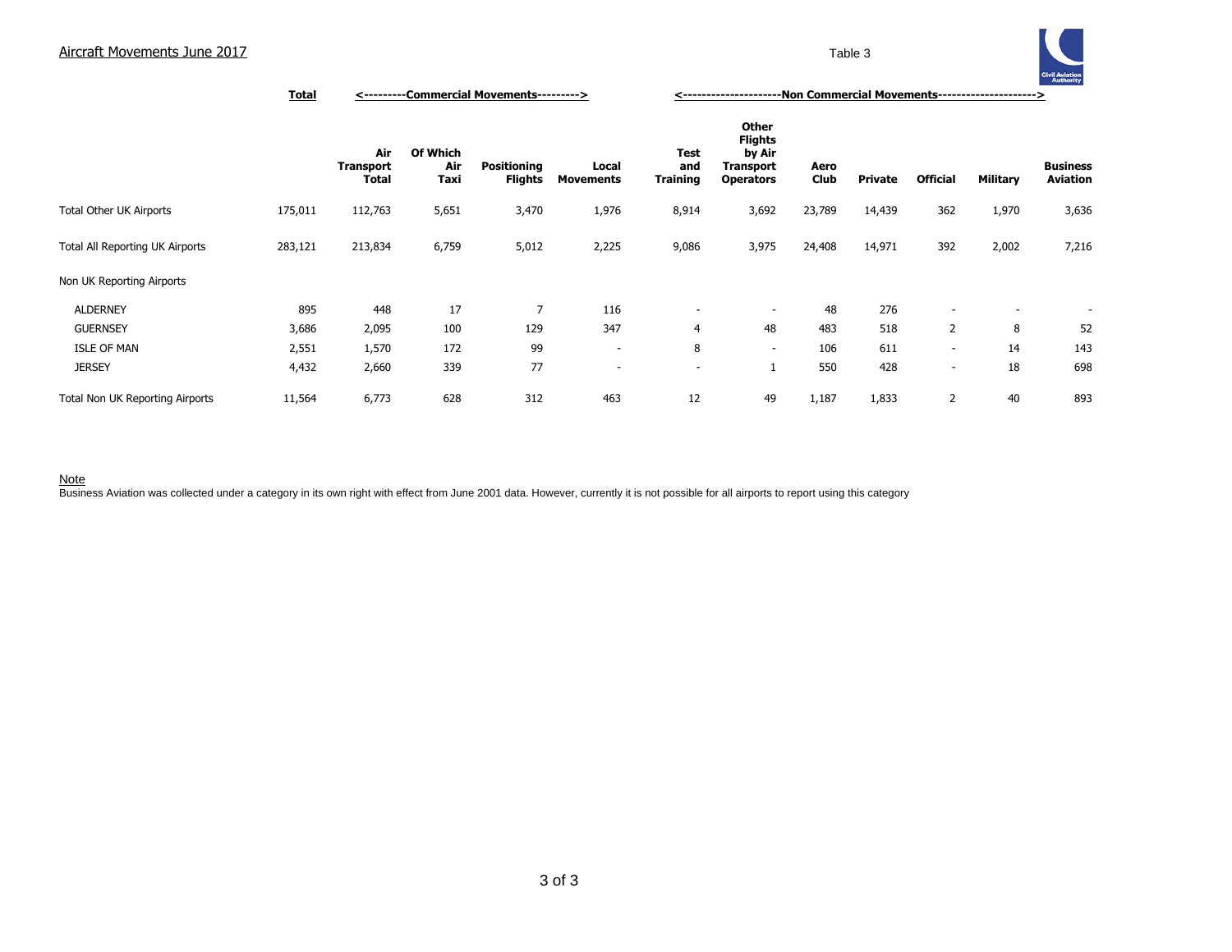Aircraft Movements June 2017

Table 3

| | Total | Commercial Movements | | | | Non Commercial Movements | | | | | | | |
|---|---|---|---|---|---|---|---|---|---|---|---|---|---|
| | | Air Transport Total | Of Which Air Taxi | Positioning Flights | Local Movements | Test and Training | Other Flights by Air Transport Operators | Aero Club | Private | Official | Military | Business Aviation |
| Total Other UK Airports | 175,011 | 112,763 | 5,651 | 3,470 | 1,976 | 8,914 | 3,692 | 23,789 | 14,439 | 362 | 1,970 | 3,636 |
| Total All Reporting UK Airports | 283,121 | 213,834 | 6,759 | 5,012 | 2,225 | 9,086 | 3,975 | 24,408 | 14,971 | 392 | 2,002 | 7,216 |
| Non UK Reporting Airports | | | | | | | | | | | | |
| ALDERNEY | 895 | 448 | 17 | 7 | 116 | - | - | 48 | 276 | - | - | - |
| GUERNSEY | 3,686 | 2,095 | 100 | 129 | 347 | 4 | 48 | 483 | 518 | 2 | 8 | 52 |
| ISLE OF MAN | 2,551 | 1,570 | 172 | 99 | - | 8 | - | 106 | 611 | - | 14 | 143 |
| JERSEY | 4,432 | 2,660 | 339 | 77 | - | - | 1 | 550 | 428 | - | 18 | 698 |
| Total Non UK Reporting Airports | 11,564 | 6,773 | 628 | 312 | 463 | 12 | 49 | 1,187 | 1,833 | 2 | 40 | 893 |

Note

Business Aviation was collected under a category in its own right with effect from June 2001 data. However, currently it is not possible for all airports to report using this category